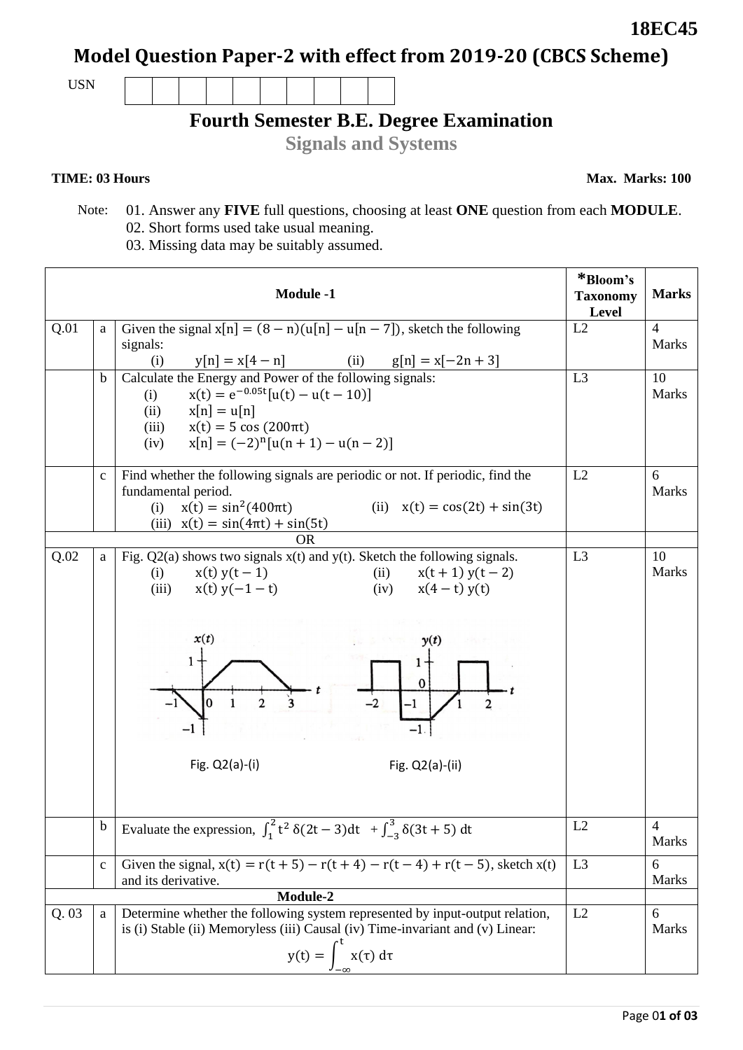**18EC45**

# Model Question Paper-2 with effect from 2019-20 (CBCS Scheme)

USN | | | | | | | | | |

## Fourth Semester B.E. Degree Examination

### Signals and Systems

**TIME: 03 Hours** **Max. Marks: 100**

Note: 01. Answer any **FIVE** full questions, choosing at least **ONE** question from each **MODULE**.
02. Short forms used take usual meaning.
03. Missing data may be suitably assumed.

| | | **Module -1** | ***Bloom's Taxonomy Level** | **Marks** |
|---|---|---|---|---|
| Q.01 | a | Given the signal $x[n] = (8-n)(u[n]-u[n-7])$, sketch the following signals: (i) $y[n] = x[4-n]$ (ii) $g[n] = x[-2n+3]$ | L2 | 4 Marks |
| | b | Calculate the Energy and Power of the following signals: (i) $x(t) = e^{-0.05t}[u(t)-u(t-10)]$ (ii) $x[n] = u[n]$ (iii) $x(t) = 5\cos(200\pi t)$ (iv) $x[n] = (-2)^n[u(n+1)-u(n-2)]$ | L3 | 10 Marks |
| | c | Find whether the following signals are periodic or not. If periodic, find the fundamental period. (i) $x(t) = \sin^2(400\pi t)$ (ii) $x(t) = \cos(2t) + \sin(3t)$ (iii) $x(t) = \sin(4\pi t) + \sin(5t)$ | L2 | 6 Marks |
| | | OR | | |
| Q.02 | a | Fig. Q2(a) shows two signals x(t) and y(t). Sketch the following signals. (i) $x(t)\,y(t-1)$ (ii) $x(t+1)\,y(t-2)$ (iii) $x(t)\,y(-1-t)$ (iv) $x(4-t)\,y(t)$ <br> Fig. Q2(a)-(i) Fig. Q2(a)-(ii) | L3 | 10 Marks |
| | b | Evaluate the expression, $\int_1^2 t^2\,\delta(2t-3)dt + \int_{-3}^{3}\delta(3t+5)\,dt$ | L2 | 4 Marks |
| | c | Given the signal, $x(t) = r(t+5) - r(t+4) - r(t-4) + r(t-5)$, sketch x(t) and its derivative. | L3 | 6 Marks |
| | | **Module-2** | | |
| Q. 03 | a | Determine whether the following system represented by input-output relation, is (i) Stable (ii) Memoryless (iii) Causal (iv) Time-invariant and (v) Linear: $$y(t) = \int_{-\infty}^{t} x(\tau)\,d\tau$$ | L2 | 6 Marks |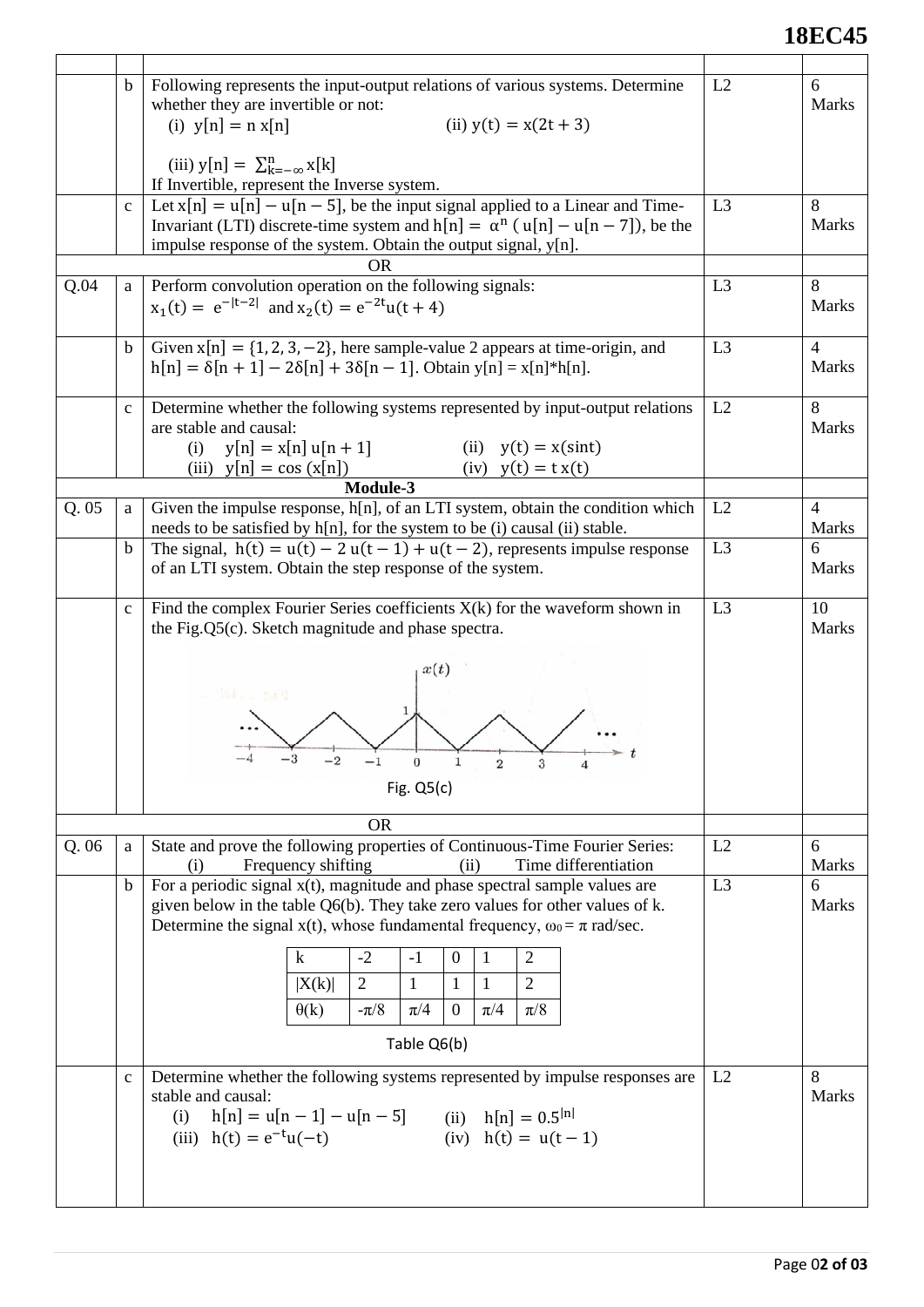| | | | | |
|---|---|---|---|---|
| | b | Following represents the input-output relations of various systems. Determine whether they are invertible or not:<br>(i) $y[n] = n\,x[n]$ (ii) $y(t) = x(2t + 3)$<br>(iii) $y[n] = \sum_{k=-\infty}^{n} x[k]$<br>If Invertible, represent the Inverse system. | L2 | 6 Marks |
| | c | Let $x[n] = u[n] - u[n-5]$, be the input signal applied to a Linear and Time-Invariant (LTI) discrete-time system and $h[n] = \alpha^n\,(u[n] - u[n-7])$, be the impulse response of the system. Obtain the output signal, y[n]. | L3 | 8 Marks |
| | | OR | | |
| Q.04 | a | Perform convolution operation on the following signals:<br>$x_1(t) = e^{-\lvert t-2 \rvert}$ and $x_2(t) = e^{-2t}u(t+4)$ | L3 | 8 Marks |
| | b | Given $x[n] = \{1, 2, 3, -2\}$, here sample-value 2 appears at time-origin, and $h[n] = \delta[n+1] - 2\delta[n] + 3\delta[n-1]$. Obtain y[n] = x[n]*h[n]. | L3 | 4 Marks |
| | c | Determine whether the following systems represented by input-output relations are stable and causal:<br>(i) $y[n] = x[n]\,u[n+1]$ (ii) $y(t) = x(\sin t)$<br>(iii) $y[n] = \cos(x[n])$ (iv) $y(t) = t\,x(t)$ | L2 | 8 Marks |
| | | **Module-3** | | |
| Q. 05 | a | Given the impulse response, h[n], of an LTI system, obtain the condition which needs to be satisfied by h[n], for the system to be (i) causal (ii) stable. | L2 | 4 Marks |
| | b | The signal, $h(t) = u(t) - 2\,u(t-1) + u(t-2)$, represents impulse response of an LTI system. Obtain the step response of the system. | L3 | 6 Marks |
| | c | Find the complex Fourier Series coefficients X(k) for the waveform shown in the Fig.Q5(c). Sketch magnitude and phase spectra.<br>Fig. Q5(c) | L3 | 10 Marks |
| | | OR | | |
| Q. 06 | a | State and prove the following properties of Continuous-Time Fourier Series:<br>(i) Frequency shifting (ii) Time differentiation | L2 | 6 Marks |
| | b | For a periodic signal x(t), magnitude and phase spectral sample values are given below in the table Q6(b). They take zero values for other values of k. Determine the signal x(t), whose fundamental frequency, $\omega_0 = \pi$ rad/sec.<br>Table Q6(b) | L3 | 6 Marks |
| | c | Determine whether the following systems represented by impulse responses are stable and causal:<br>(i) $h[n] = u[n-1] - u[n-5]$ (ii) $h[n] = 0.5^{\lvert n \rvert}$<br>(iii) $h(t) = e^{-t}u(-t)$ (iv) $h(t) = u(t-1)$ | L2 | 8 Marks |

Table Q6(b)

| k | -2 | -1 | 0 | 1 | 2 |
|---|---|---|---|---|---|
| \|X(k)\| | 2 | 1 | 1 | 1 | 2 |
| θ(k) | -π/8 | π/4 | 0 | π/4 | π/8 |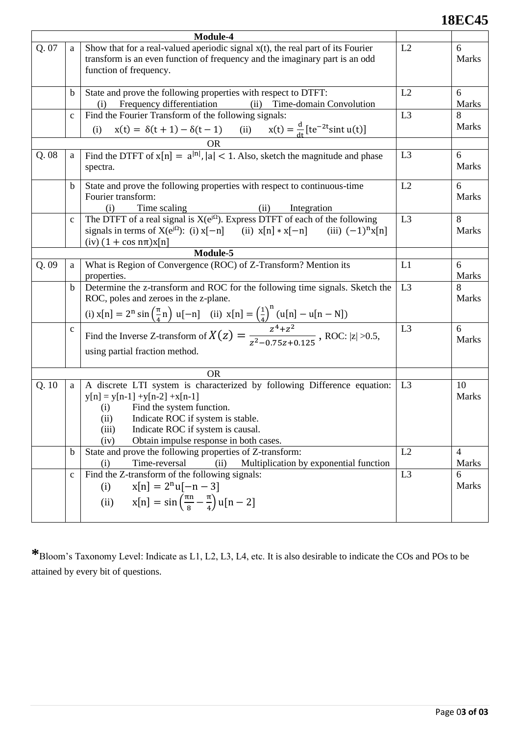| | | Module-4 | | |
|---|---|---|---|---|
| Q. 07 | a | Show that for a real-valued aperiodic signal x(t), the real part of its Fourier transform is an even function of frequency and the imaginary part is an odd function of frequency. | L2 | 6 Marks |
| | b | State and prove the following properties with respect to DTFT: (i) Frequency differentiation (ii) Time-domain Convolution | L2 | 6 Marks |
| | c | Find the Fourier Transform of the following signals: (i) $x(t) = \delta(t+1) - \delta(t-1)$ (ii) $x(t) = \frac{d}{dt}[te^{-2t}\sin t\, u(t)]$ | L3 | 8 Marks |
| | | OR | | |
| Q. 08 | a | Find the DTFT of $x[n] = a^{\lvert n \rvert}$, $\lvert a \rvert < 1$. Also, sketch the magnitude and phase spectra. | L3 | 6 Marks |
| | b | State and prove the following properties with respect to continuous-time Fourier transform: (i) Time scaling (ii) Integration | L2 | 6 Marks |
| | c | The DTFT of a real signal is $X(e^{j\Omega})$. Express DTFT of each of the following signals in terms of $X(e^{j\Omega})$: (i) $x[-n]$ (ii) $x[n] * x[-n]$ (iii) $(-1)^n x[n]$ (iv) $(1 + \cos n\pi)x[n]$ | L3 | 8 Marks |
| | | Module-5 | | |
| Q. 09 | a | What is Region of Convergence (ROC) of Z-Transform? Mention its properties. | L1 | 6 Marks |
| | b | Determine the z-transform and ROC for the following time signals. Sketch the ROC, poles and zeroes in the z-plane. (i) $x[n] = 2^n \sin\left(\frac{\pi}{4}n\right) u[-n]$ (ii) $x[n] = \left(\frac{1}{4}\right)^n (u[n] - u[n-N])$ | L3 | 8 Marks |
| | c | Find the Inverse Z-transform of $X(z) = \frac{z^4+z^2}{z^2-0.75z+0.125}$, ROC: $\lvert z \rvert > 0.5$, using partial fraction method. | L3 | 6 Marks |
| | | OR | | |
| Q. 10 | a | A discrete LTI system is characterized by following Difference equation: $y[n] = y[n-1] + y[n-2] + x[n-1]$ (i) Find the system function. (ii) Indicate ROC if system is stable. (iii) Indicate ROC if system is causal. (iv) Obtain impulse response in both cases. | L3 | 10 Marks |
| | b | State and prove the following properties of Z-transform: (i) Time-reversal (ii) Multiplication by exponential function | L2 | 4 Marks |
| | c | Find the Z-transform of the following signals: (i) $x[n] = 2^n u[-n-3]$ (ii) $x[n] = \sin\left(\frac{\pi n}{8} - \frac{\pi}{4}\right) u[n-2]$ | L3 | 6 Marks |

*Bloom's Taxonomy Level: Indicate as L1, L2, L3, L4, etc. It is also desirable to indicate the COs and POs to be attained by every bit of questions.